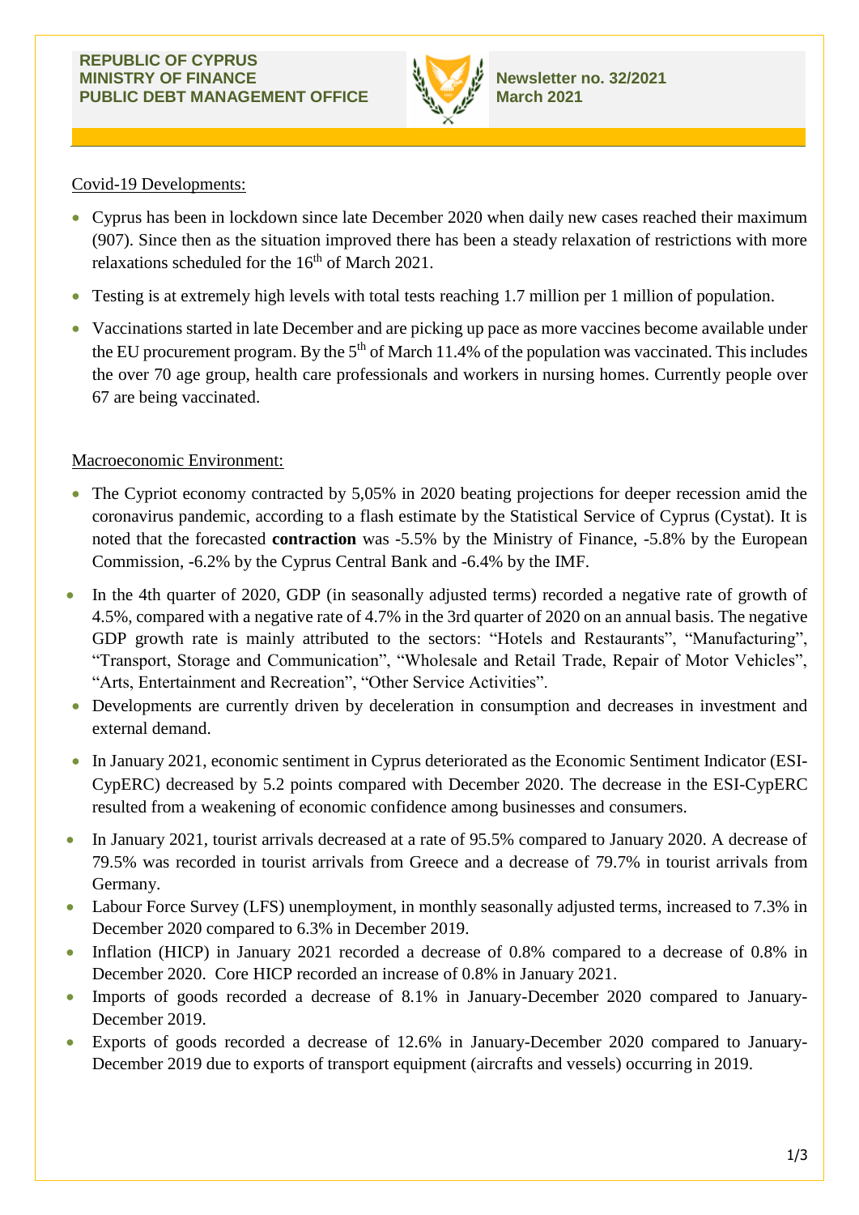REPUBLIC OF CYPRUS
MINISTRY OF FINANCE
PUBLIC DEBT MANAGEMENT OFFICE

Newsletter no. 32/2021
March 2021

## Covid-19 Developments:

- Cyprus has been in lockdown since late December 2020 when daily new cases reached their maximum (907). Since then as the situation improved there has been a steady relaxation of restrictions with more relaxations scheduled for the 16th of March 2021.
- Testing is at extremely high levels with total tests reaching 1.7 million per 1 million of population.
- Vaccinations started in late December and are picking up pace as more vaccines become available under the EU procurement program. By the 5th of March 11.4% of the population was vaccinated. This includes the over 70 age group, health care professionals and workers in nursing homes. Currently people over 67 are being vaccinated.

## Macroeconomic Environment:

- The Cypriot economy contracted by 5,05% in 2020 beating projections for deeper recession amid the coronavirus pandemic, according to a flash estimate by the Statistical Service of Cyprus (Cystat). It is noted that the forecasted **contraction** was -5.5% by the Ministry of Finance, -5.8% by the European Commission, -6.2% by the Cyprus Central Bank and -6.4% by the IMF.
- In the 4th quarter of 2020, GDP (in seasonally adjusted terms) recorded a negative rate of growth of 4.5%, compared with a negative rate of 4.7% in the 3rd quarter of 2020 on an annual basis. The negative GDP growth rate is mainly attributed to the sectors: "Hotels and Restaurants", "Manufacturing", "Transport, Storage and Communication", "Wholesale and Retail Trade, Repair of Motor Vehicles", "Arts, Entertainment and Recreation", "Other Service Activities".
- Developments are currently driven by deceleration in consumption and decreases in investment and external demand.
- In January 2021, economic sentiment in Cyprus deteriorated as the Economic Sentiment Indicator (ESI-CypERC) decreased by 5.2 points compared with December 2020. The decrease in the ESI-CypERC resulted from a weakening of economic confidence among businesses and consumers.
- In January 2021, tourist arrivals decreased at a rate of 95.5% compared to January 2020. A decrease of 79.5% was recorded in tourist arrivals from Greece and a decrease of 79.7% in tourist arrivals from Germany.
- Labour Force Survey (LFS) unemployment, in monthly seasonally adjusted terms, increased to 7.3% in December 2020 compared to 6.3% in December 2019.
- Inflation (HICP) in January 2021 recorded a decrease of 0.8% compared to a decrease of 0.8% in December 2020. Core HICP recorded an increase of 0.8% in January 2021.
- Imports of goods recorded a decrease of 8.1% in January-December 2020 compared to January-December 2019.
- Exports of goods recorded a decrease of 12.6% in January-December 2020 compared to January-December 2019 due to exports of transport equipment (aircrafts and vessels) occurring in 2019.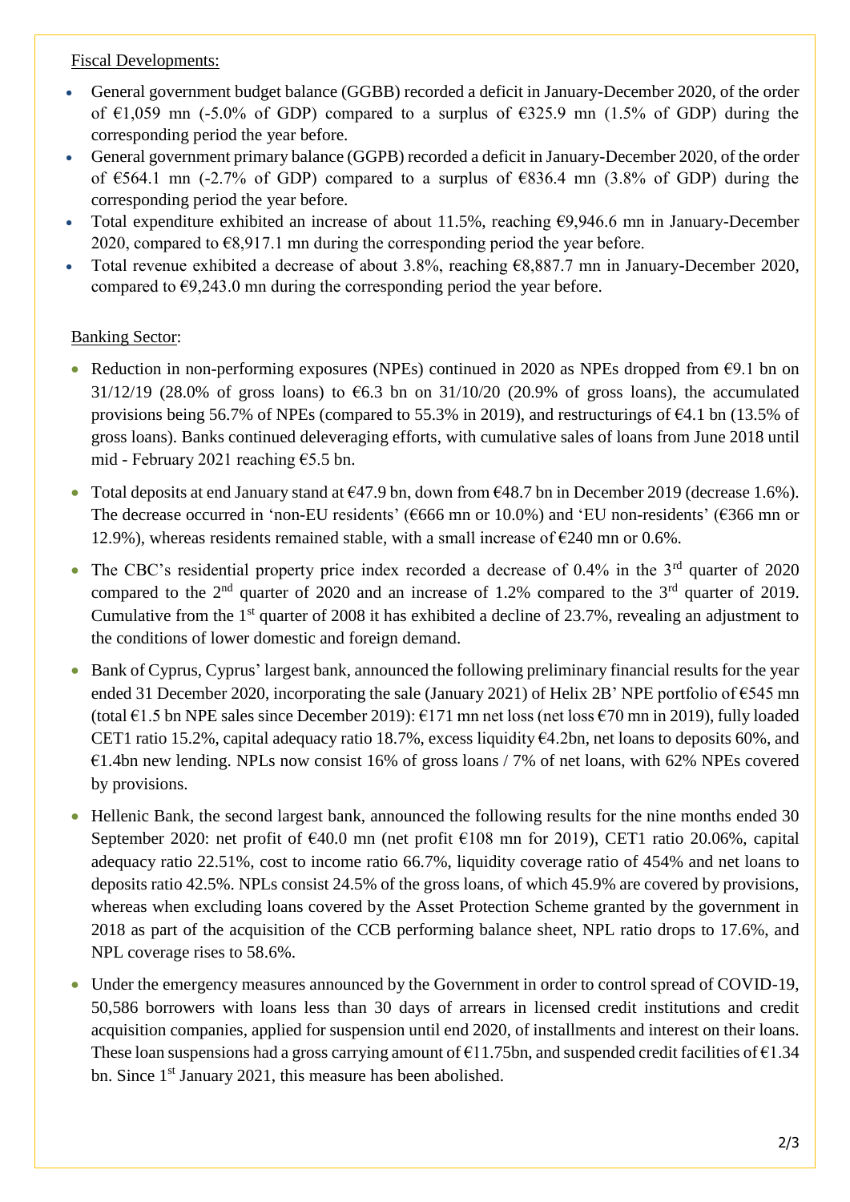Fiscal Developments:

- General government budget balance (GGBB) recorded a deficit in January-December 2020, of the order of €1,059 mn (-5.0% of GDP) compared to a surplus of €325.9 mn (1.5% of GDP) during the corresponding period the year before.
- General government primary balance (GGPB) recorded a deficit in January-December 2020, of the order of €564.1 mn (-2.7% of GDP) compared to a surplus of €836.4 mn (3.8% of GDP) during the corresponding period the year before.
- Total expenditure exhibited an increase of about 11.5%, reaching €9,946.6 mn in January-December 2020, compared to €8,917.1 mn during the corresponding period the year before.
- Total revenue exhibited a decrease of about 3.8%, reaching €8,887.7 mn in January-December 2020, compared to €9,243.0 mn during the corresponding period the year before.

Banking Sector:

- Reduction in non-performing exposures (NPEs) continued in 2020 as NPEs dropped from €9.1 bn on 31/12/19 (28.0% of gross loans) to €6.3 bn on 31/10/20 (20.9% of gross loans), the accumulated provisions being 56.7% of NPEs (compared to 55.3% in 2019), and restructurings of €4.1 bn (13.5% of gross loans). Banks continued deleveraging efforts, with cumulative sales of loans from June 2018 until mid - February 2021 reaching €5.5 bn.
- Total deposits at end January stand at €47.9 bn, down from €48.7 bn in December 2019 (decrease 1.6%). The decrease occurred in 'non-EU residents' (€666 mn or 10.0%) and 'EU non-residents' (€366 mn or 12.9%), whereas residents remained stable, with a small increase of €240 mn or 0.6%.
- The CBC's residential property price index recorded a decrease of 0.4% in the 3rd quarter of 2020 compared to the 2nd quarter of 2020 and an increase of 1.2% compared to the 3rd quarter of 2019. Cumulative from the 1st quarter of 2008 it has exhibited a decline of 23.7%, revealing an adjustment to the conditions of lower domestic and foreign demand.
- Bank of Cyprus, Cyprus' largest bank, announced the following preliminary financial results for the year ended 31 December 2020, incorporating the sale (January 2021) of Helix 2B' NPE portfolio of €545 mn (total €1.5 bn NPE sales since December 2019): €171 mn net loss (net loss €70 mn in 2019), fully loaded CET1 ratio 15.2%, capital adequacy ratio 18.7%, excess liquidity €4.2bn, net loans to deposits 60%, and €1.4bn new lending. NPLs now consist 16% of gross loans / 7% of net loans, with 62% NPEs covered by provisions.
- Hellenic Bank, the second largest bank, announced the following results for the nine months ended 30 September 2020: net profit of €40.0 mn (net profit €108 mn for 2019), CET1 ratio 20.06%, capital adequacy ratio 22.51%, cost to income ratio 66.7%, liquidity coverage ratio of 454% and net loans to deposits ratio 42.5%. NPLs consist 24.5% of the gross loans, of which 45.9% are covered by provisions, whereas when excluding loans covered by the Asset Protection Scheme granted by the government in 2018 as part of the acquisition of the CCB performing balance sheet, NPL ratio drops to 17.6%, and NPL coverage rises to 58.6%.
- Under the emergency measures announced by the Government in order to control spread of COVID-19, 50,586 borrowers with loans less than 30 days of arrears in licensed credit institutions and credit acquisition companies, applied for suspension until end 2020, of installments and interest on their loans. These loan suspensions had a gross carrying amount of €11.75bn, and suspended credit facilities of €1.34 bn. Since 1st January 2021, this measure has been abolished.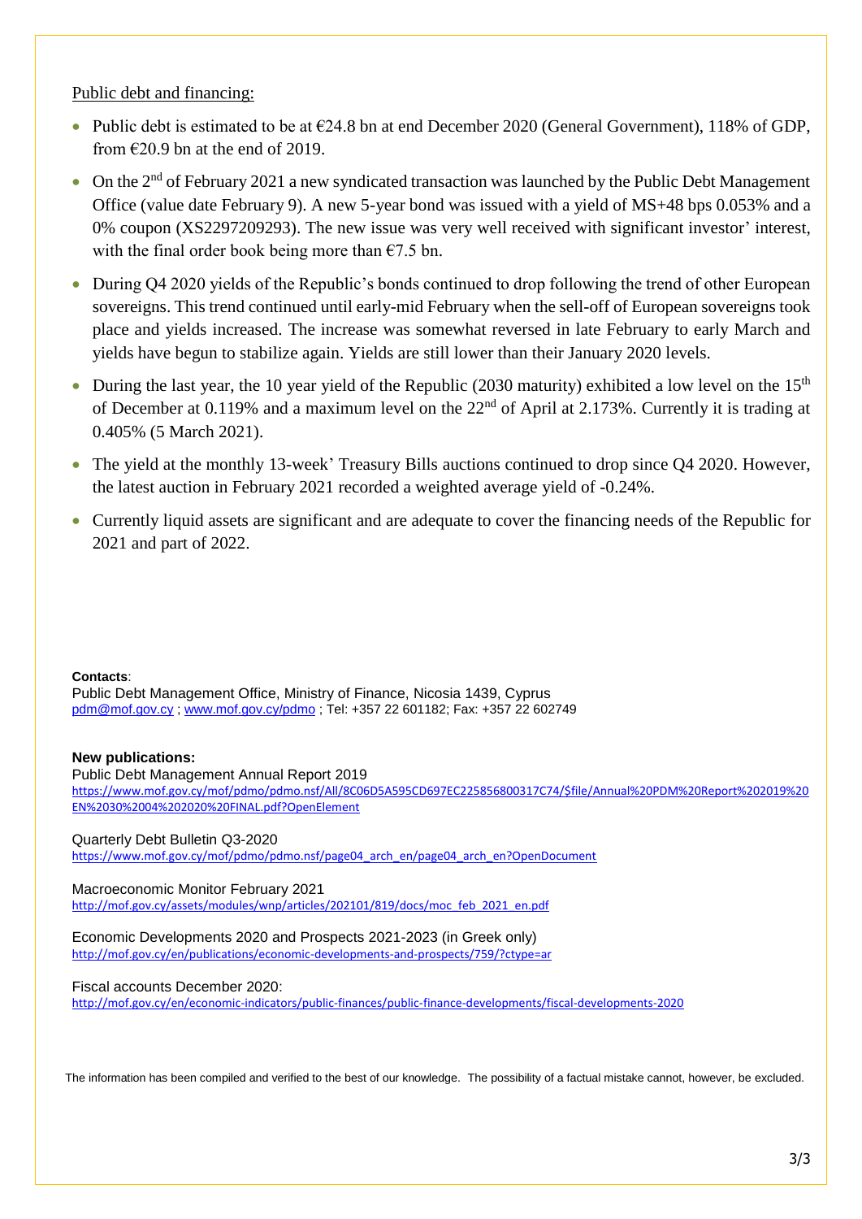Public debt and financing:

- Public debt is estimated to be at €24.8 bn at end December 2020 (General Government), 118% of GDP, from €20.9 bn at the end of 2019.
- On the 2nd of February 2021 a new syndicated transaction was launched by the Public Debt Management Office (value date February 9). A new 5-year bond was issued with a yield of MS+48 bps 0.053% and a 0% coupon (XS2297209293). The new issue was very well received with significant investor' interest, with the final order book being more than €7.5 bn.
- During Q4 2020 yields of the Republic's bonds continued to drop following the trend of other European sovereigns. This trend continued until early-mid February when the sell-off of European sovereigns took place and yields increased. The increase was somewhat reversed in late February to early March and yields have begun to stabilize again. Yields are still lower than their January 2020 levels.
- During the last year, the 10 year yield of the Republic (2030 maturity) exhibited a low level on the 15th of December at 0.119% and a maximum level on the 22nd of April at 2.173%. Currently it is trading at 0.405% (5 March 2021).
- The yield at the monthly 13-week' Treasury Bills auctions continued to drop since Q4 2020. However, the latest auction in February 2021 recorded a weighted average yield of -0.24%.
- Currently liquid assets are significant and are adequate to cover the financing needs of the Republic for 2021 and part of 2022.

**Contacts**:
Public Debt Management Office, Ministry of Finance, Nicosia 1439, Cyprus
pdm@mof.gov.cy ; www.mof.gov.cy/pdmo ; Tel: +357 22 601182; Fax: +357 22 602749

**New publications:**

Public Debt Management Annual Report 2019
https://www.mof.gov.cy/mof/pdmo/pdmo.nsf/All/8C06D5A595CD697EC225856800317C74/$file/Annual%20PDM%20Report%202019%20EN%2030%2004%202020%20FINAL.pdf?OpenElement

Quarterly Debt Bulletin Q3-2020
https://www.mof.gov.cy/mof/pdmo/pdmo.nsf/page04_arch_en/page04_arch_en?OpenDocument

Macroeconomic Monitor February 2021
http://mof.gov.cy/assets/modules/wnp/articles/202101/819/docs/moc_feb_2021_en.pdf

Economic Developments 2020 and Prospects 2021-2023 (in Greek only)
http://mof.gov.cy/en/publications/economic-developments-and-prospects/759/?ctype=ar

Fiscal accounts December 2020:
http://mof.gov.cy/en/economic-indicators/public-finances/public-finance-developments/fiscal-developments-2020

The information has been compiled and verified to the best of our knowledge. The possibility of a factual mistake cannot, however, be excluded.